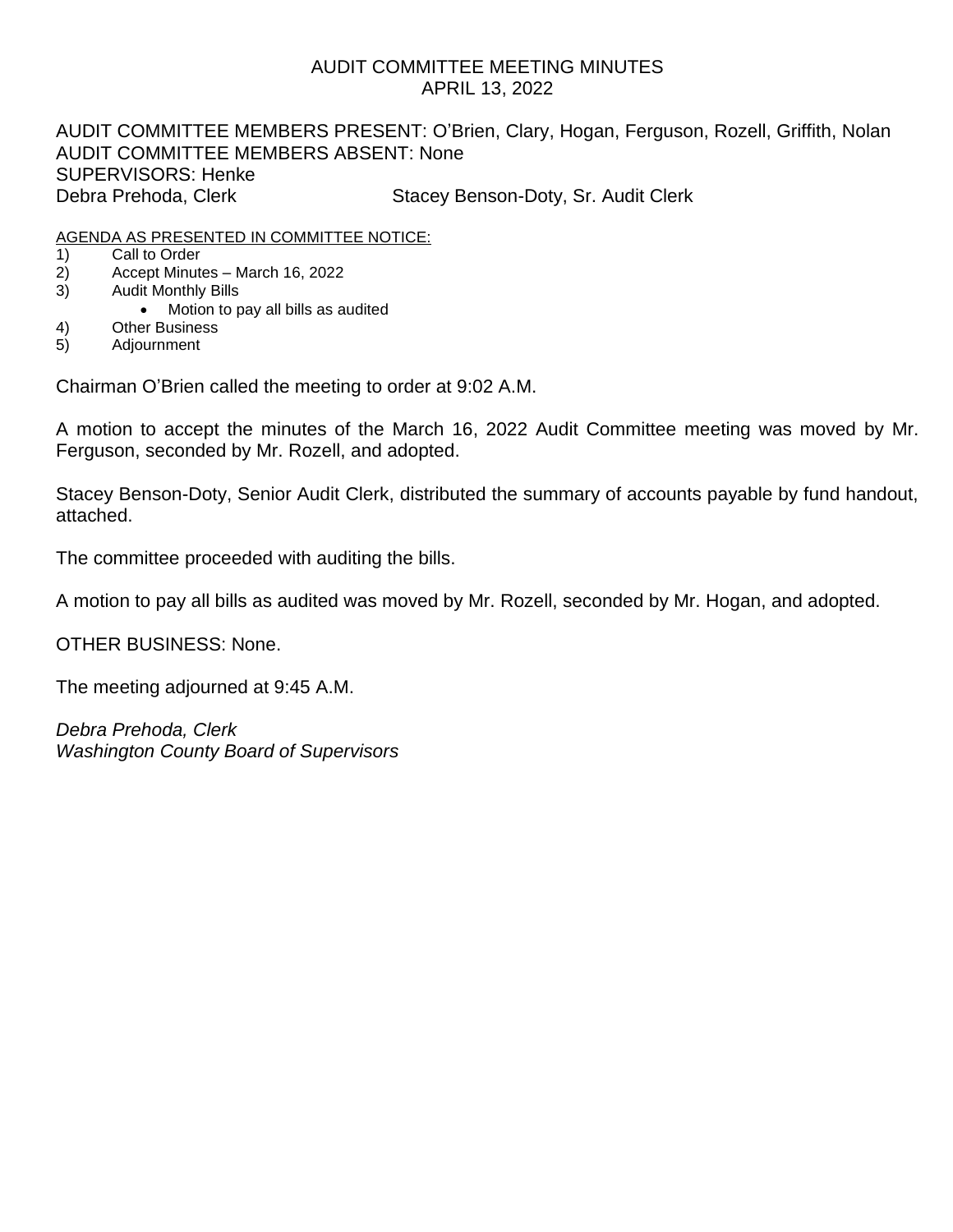# AUDIT COMMITTEE MEETING MINUTES
## APRIL 13, 2022

AUDIT COMMITTEE MEMBERS PRESENT: O'Brien, Clary, Hogan, Ferguson, Rozell, Griffith, Nolan
AUDIT COMMITTEE MEMBERS ABSENT: None
SUPERVISORS: Henke
Debra Prehoda, Clerk Stacey Benson-Doty, Sr. Audit Clerk

AGENDA AS PRESENTED IN COMMITTEE NOTICE:

1) Call to Order
2) Accept Minutes – March 16, 2022
3) Audit Monthly Bills
   - Motion to pay all bills as audited
4) Other Business
5) Adjournment

Chairman O'Brien called the meeting to order at 9:02 A.M.

A motion to accept the minutes of the March 16, 2022 Audit Committee meeting was moved by Mr. Ferguson, seconded by Mr. Rozell, and adopted.

Stacey Benson-Doty, Senior Audit Clerk, distributed the summary of accounts payable by fund handout, attached.

The committee proceeded with auditing the bills.

A motion to pay all bills as audited was moved by Mr. Rozell, seconded by Mr. Hogan, and adopted.

OTHER BUSINESS: None.

The meeting adjourned at 9:45 A.M.

*Debra Prehoda, Clerk*
*Washington County Board of Supervisors*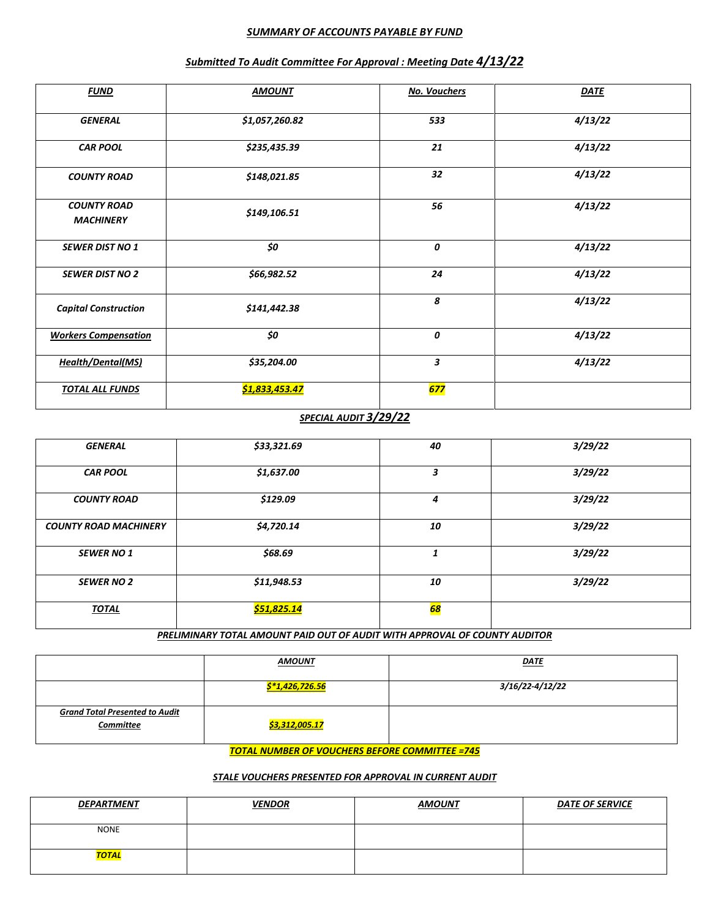## *SUMMARY OF ACCOUNTS PAYABLE BY FUND*

### *Submitted To Audit Committee For Approval : Meeting Date 4/13/22*

| *FUND* | *AMOUNT* | *No. Vouchers* | *DATE* |
|---|---|---|---|
| *GENERAL* | *$1,057,260.82* | *533* | *4/13/22* |
| *CAR POOL* | *$235,435.39* | *21* | *4/13/22* |
| *COUNTY ROAD* | *$148,021.85* | *32* | *4/13/22* |
| *COUNTY ROAD MACHINERY* | *$149,106.51* | *56* | *4/13/22* |
| *SEWER DIST NO 1* | *$0* | *0* | *4/13/22* |
| *SEWER DIST NO 2* | *$66,982.52* | *24* | *4/13/22* |
| *Capital Construction* | *$141,442.38* | *8* | *4/13/22* |
| *Workers Compensation* | *$0* | *0* | *4/13/22* |
| *Health/Dental(MS)* | *$35,204.00* | *3* | *4/13/22* |
| *TOTAL ALL FUNDS* | *$1,833,453.47* | *677* | |

### *SPECIAL AUDIT 3/29/22*

| | | | |
|---|---|---|---|
| *GENERAL* | *$33,321.69* | *40* | *3/29/22* |
| *CAR POOL* | *$1,637.00* | *3* | *3/29/22* |
| *COUNTY ROAD* | *$129.09* | *4* | *3/29/22* |
| *COUNTY ROAD MACHINERY* | *$4,720.14* | *10* | *3/29/22* |
| *SEWER NO 1* | *$68.69* | *1* | *3/29/22* |
| *SEWER NO 2* | *$11,948.53* | *10* | *3/29/22* |
| *TOTAL* | *$51,825.14* | *68* | |

### *PRELIMINARY TOTAL AMOUNT PAID OUT OF AUDIT WITH APPROVAL OF COUNTY AUDITOR*

| | *AMOUNT* | *DATE* |
|---|---|---|
| | *$*1,426,726.56* | *3/16/22-4/12/22* |
| *Grand Total Presented to Audit Committee* | *$3,312,005.17* | |

***TOTAL NUMBER OF VOUCHERS BEFORE COMMITTEE =745***

### *STALE VOUCHERS PRESENTED FOR APPROVAL IN CURRENT AUDIT*

| *DEPARTMENT* | *VENDOR* | *AMOUNT* | *DATE OF SERVICE* |
|---|---|---|---|
| NONE | | | |
| *TOTAL* | | | |